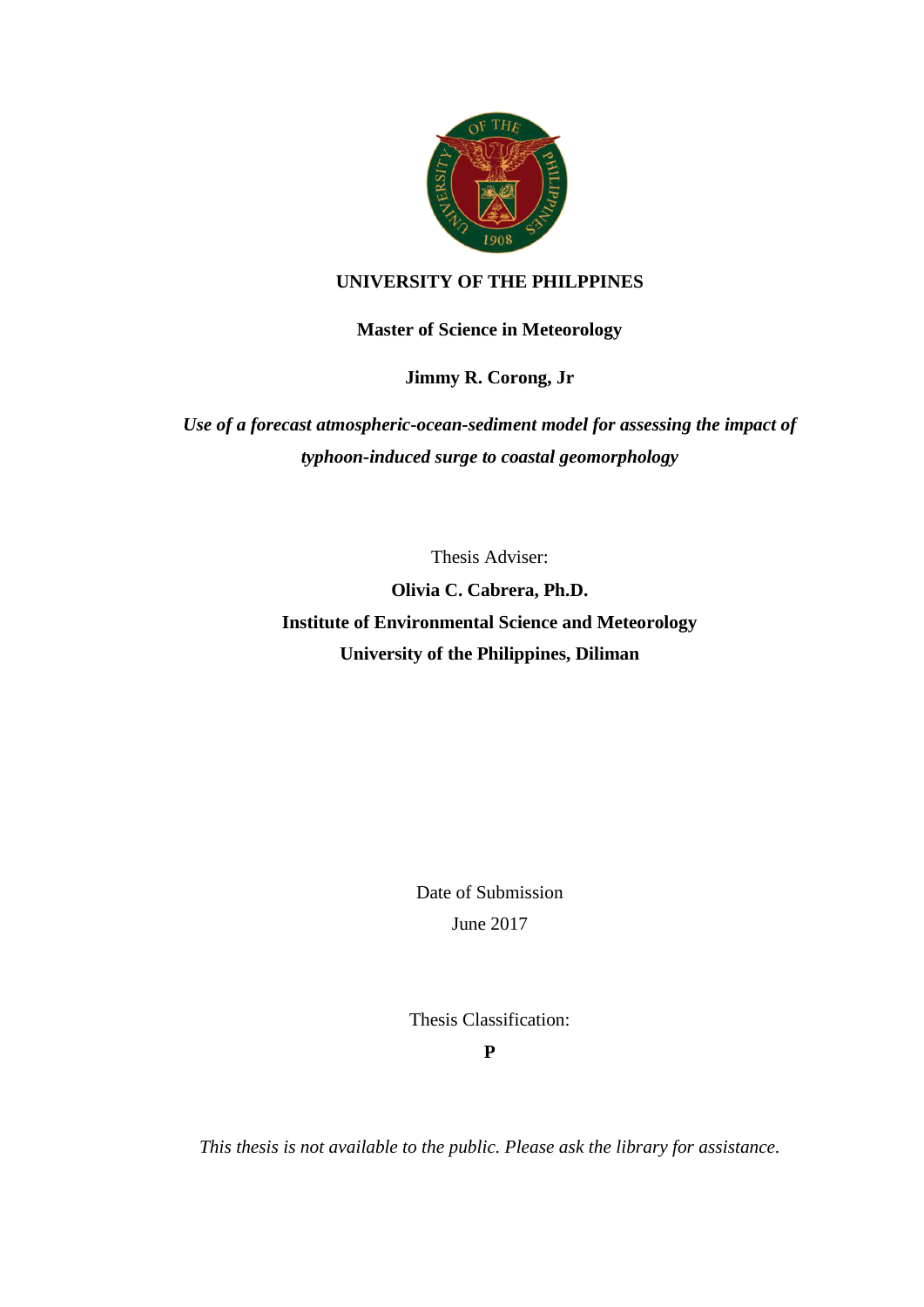**UNIVERSITY OF THE PHILPPINES**

**Master of Science in Meteorology**

**Jimmy R. Corong, Jr**

***Use of a forecast atmospheric-ocean-sediment model for assessing the impact of typhoon-induced surge to coastal geomorphology***

Thesis Adviser:

**Olivia C. Cabrera, Ph.D.**

**Institute of Environmental Science and Meteorology**

**University of the Philippines, Diliman**

Date of Submission

June 2017

Thesis Classification:

**P**

*This thesis is not available to the public. Please ask the library for assistance.*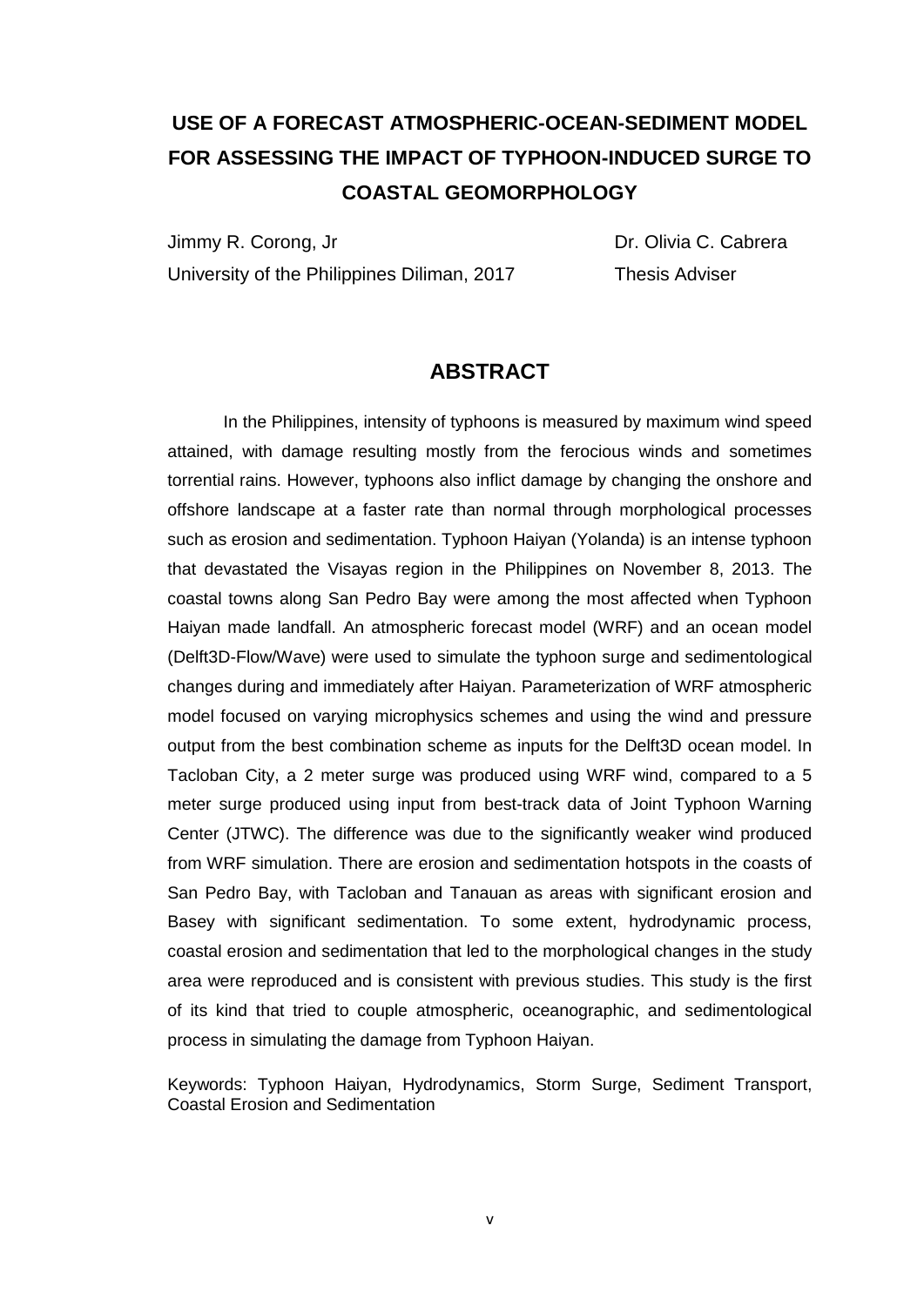# USE OF A FORECAST ATMOSPHERIC-OCEAN-SEDIMENT MODEL FOR ASSESSING THE IMPACT OF TYPHOON-INDUCED SURGE TO COASTAL GEOMORPHOLOGY

Jimmy R. Corong, Jr  
University of the Philippines Diliman, 2017

Dr. Olivia C. Cabrera  
Thesis Adviser

## ABSTRACT

In the Philippines, intensity of typhoons is measured by maximum wind speed attained, with damage resulting mostly from the ferocious winds and sometimes torrential rains. However, typhoons also inflict damage by changing the onshore and offshore landscape at a faster rate than normal through morphological processes such as erosion and sedimentation. Typhoon Haiyan (Yolanda) is an intense typhoon that devastated the Visayas region in the Philippines on November 8, 2013. The coastal towns along San Pedro Bay were among the most affected when Typhoon Haiyan made landfall. An atmospheric forecast model (WRF) and an ocean model (Delft3D-Flow/Wave) were used to simulate the typhoon surge and sedimentological changes during and immediately after Haiyan. Parameterization of WRF atmospheric model focused on varying microphysics schemes and using the wind and pressure output from the best combination scheme as inputs for the Delft3D ocean model. In Tacloban City, a 2 meter surge was produced using WRF wind, compared to a 5 meter surge produced using input from best-track data of Joint Typhoon Warning Center (JTWC). The difference was due to the significantly weaker wind produced from WRF simulation. There are erosion and sedimentation hotspots in the coasts of San Pedro Bay, with Tacloban and Tanauan as areas with significant erosion and Basey with significant sedimentation. To some extent, hydrodynamic process, coastal erosion and sedimentation that led to the morphological changes in the study area were reproduced and is consistent with previous studies. This study is the first of its kind that tried to couple atmospheric, oceanographic, and sedimentological process in simulating the damage from Typhoon Haiyan.

Keywords: Typhoon Haiyan, Hydrodynamics, Storm Surge, Sediment Transport, Coastal Erosion and Sedimentation